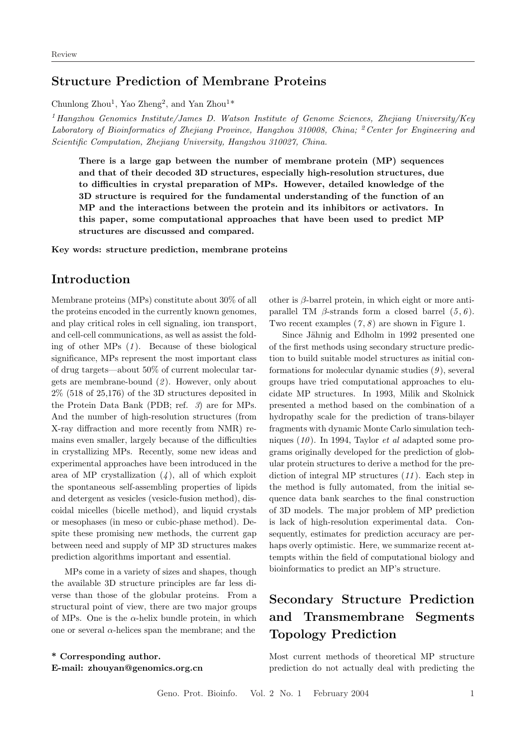Review

# Structure Prediction of Membrane Proteins

Chunlong Zhou[1], Yao Zheng[2], and Yan Zhou[1]*

[1] *Hangzhou Genomics Institute/James D. Watson Institute of Genome Sciences, Zhejiang University/Key Laboratory of Bioinformatics of Zhejiang Province, Hangzhou 310008, China;* [2] *Center for Engineering and Scientific Computation, Zhejiang University, Hangzhou 310027, China.*

**There is a large gap between the number of membrane protein (MP) sequences and that of their decoded 3D structures, especially high-resolution structures, due to difficulties in crystal preparation of MPs. However, detailed knowledge of the 3D structure is required for the fundamental understanding of the function of an MP and the interactions between the protein and its inhibitors or activators. In this paper, some computational approaches that have been used to predict MP structures are discussed and compared.**

**Key words: structure prediction, membrane proteins**

## Introduction

Membrane proteins (MPs) constitute about 30% of all the proteins encoded in the currently known genomes, and play critical roles in cell signaling, ion transport, and cell-cell communications, as well as assist the folding of other MPs (*1*). Because of these biological significance, MPs represent the most important class of drug targets—about 50% of current molecular targets are membrane-bound (*2*). However, only about 2% (518 of 25,176) of the 3D structures deposited in the Protein Data Bank (PDB; ref. *3*) are for MPs. And the number of high-resolution structures (from X-ray diffraction and more recently from NMR) remains even smaller, largely because of the difficulties in crystallizing MPs. Recently, some new ideas and experimental approaches have been introduced in the area of MP crystallization (*4*), all of which exploit the spontaneous self-assembling properties of lipids and detergent as vesicles (vesicle-fusion method), discoidal micelles (bicelle method), and liquid crystals or mesophases (in meso or cubic-phase method). Despite these promising new methods, the current gap between need and supply of MP 3D structures makes prediction algorithms important and essential.

MPs come in a variety of sizes and shapes, though the available 3D structure principles are far less diverse than those of the globular proteins. From a structural point of view, there are two major groups of MPs. One is the $\alpha$-helix bundle protein, in which one or several $\alpha$-helices span the membrane; and the other is $\beta$-barrel protein, in which eight or more antiparallel TM $\beta$-strands form a closed barrel (*5*, *6*). Two recent examples (*7*, *8*) are shown in Figure 1.

Since Jähnig and Edholm in 1992 presented one of the first methods using secondary structure prediction to build suitable model structures as initial conformations for molecular dynamic studies (*9*), several groups have tried computational approaches to elucidate MP structures. In 1993, Milik and Skolnick presented a method based on the combination of a hydropathy scale for the prediction of trans-bilayer fragments with dynamic Monte Carlo simulation techniques (*10*). In 1994, Taylor *et al* adapted some programs originally developed for the prediction of globular protein structures to derive a method for the prediction of integral MP structures (*11*). Each step in the method is fully automated, from the initial sequence data bank searches to the final construction of 3D models. The major problem of MP prediction is lack of high-resolution experimental data. Consequently, estimates for prediction accuracy are perhaps overly optimistic. Here, we summarize recent attempts within the field of computational biology and bioinformatics to predict an MP's structure.

## Secondary Structure Prediction and Transmembrane Segments Topology Prediction

Most current methods of theoretical MP structure prediction do not actually deal with predicting the

**\* Corresponding author.**
**E-mail: zhouyan@genomics.org.cn**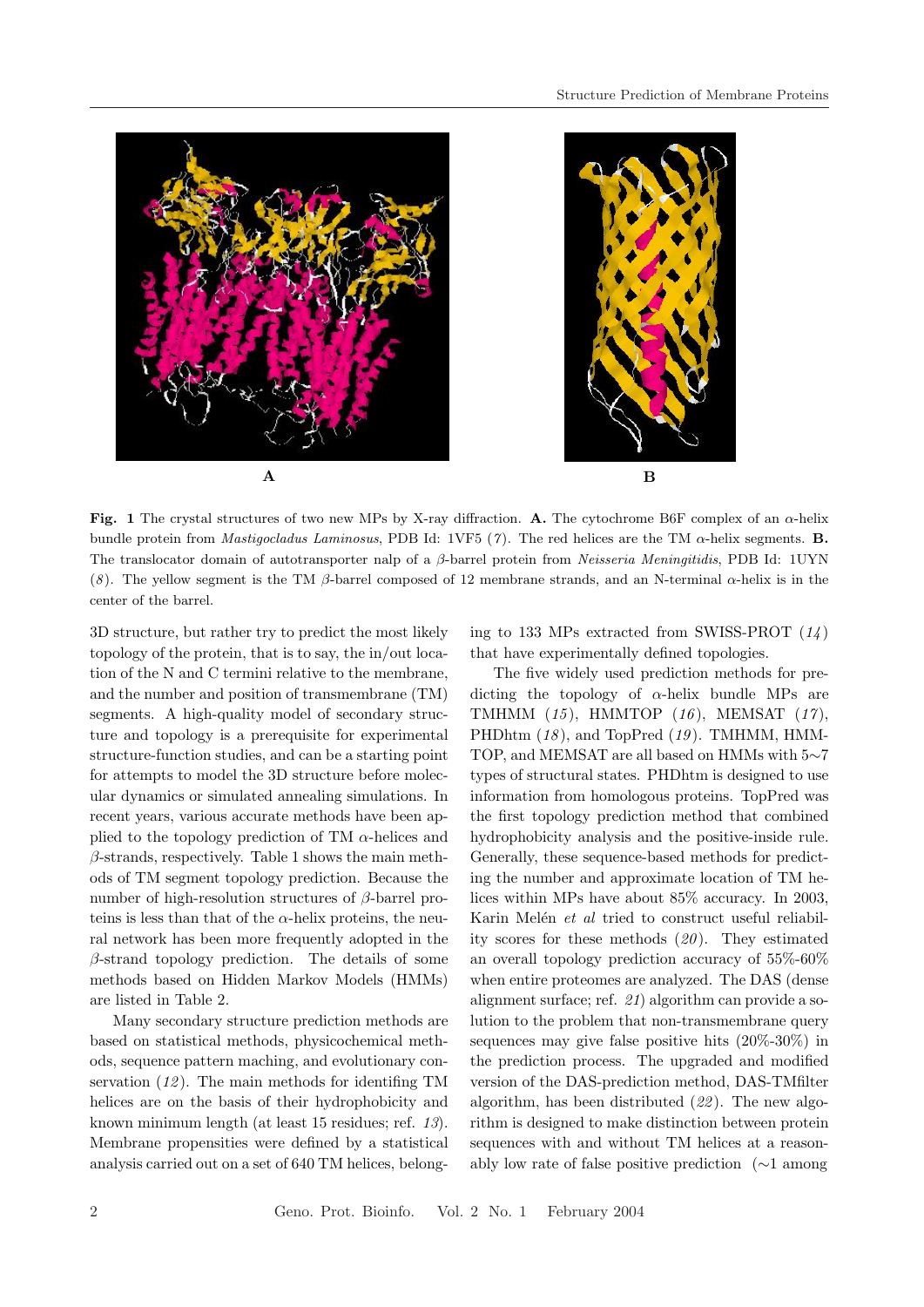**Fig. 1** The crystal structures of two new MPs by X-ray diffraction. **A.** The cytochrome B6F complex of an $\alpha$-helix bundle protein from *Mastigocladus Laminosus*, PDB Id: 1VF5 (*7*). The red helices are the TM $\alpha$-helix segments. **B.** The translocator domain of autotransporter nalp of a $\beta$-barrel protein from *Neisseria Meningitidis*, PDB Id: 1UYN (*8*). The yellow segment is the TM $\beta$-barrel composed of 12 membrane strands, and an N-terminal $\alpha$-helix is in the center of the barrel.

3D structure, but rather try to predict the most likely topology of the protein, that is to say, the in/out location of the N and C termini relative to the membrane, and the number and position of transmembrane (TM) segments. A high-quality model of secondary structure and topology is a prerequisite for experimental structure-function studies, and can be a starting point for attempts to model the 3D structure before molecular dynamics or simulated annealing simulations. In recent years, various accurate methods have been applied to the topology prediction of TM $\alpha$-helices and $\beta$-strands, respectively. Table 1 shows the main methods of TM segment topology prediction. Because the number of high-resolution structures of $\beta$-barrel proteins is less than that of the $\alpha$-helix proteins, the neural network has been more frequently adopted in the $\beta$-strand topology prediction. The details of some methods based on Hidden Markov Models (HMMs) are listed in Table 2.

Many secondary structure prediction methods are based on statistical methods, physicochemical methods, sequence pattern maching, and evolutionary conservation (*12*). The main methods for identifing TM helices are on the basis of their hydrophobicity and known minimum length (at least 15 residues; ref. *13*). Membrane propensities were defined by a statistical analysis carried out on a set of 640 TM helices, belonging to 133 MPs extracted from SWISS-PROT (*14*) that have experimentally defined topologies.

The five widely used prediction methods for predicting the topology of $\alpha$-helix bundle MPs are TMHMM (*15*), HMMTOP (*16*), MEMSAT (*17*), PHDhtm (*18*), and TopPred (*19*). TMHMM, HMMTOP, and MEMSAT are all based on HMMs with 5~7 types of structural states. PHDhtm is designed to use information from homologous proteins. TopPred was the first topology prediction method that combined hydrophobicity analysis and the positive-inside rule. Generally, these sequence-based methods for predicting the number and approximate location of TM helices within MPs have about 85% accuracy. In 2003, Karin Melén *et al* tried to construct useful reliability scores for these methods (*20*). They estimated an overall topology prediction accuracy of 55%-60% when entire proteomes are analyzed. The DAS (dense alignment surface; ref. *21*) algorithm can provide a solution to the problem that non-transmembrane query sequences may give false positive hits (20%-30%) in the prediction process. The upgraded and modified version of the DAS-prediction method, DAS-TMfilter algorithm, has been distributed (*22*). The new algorithm is designed to make distinction between protein sequences with and without TM helices at a reasonably low rate of false positive prediction (~1 among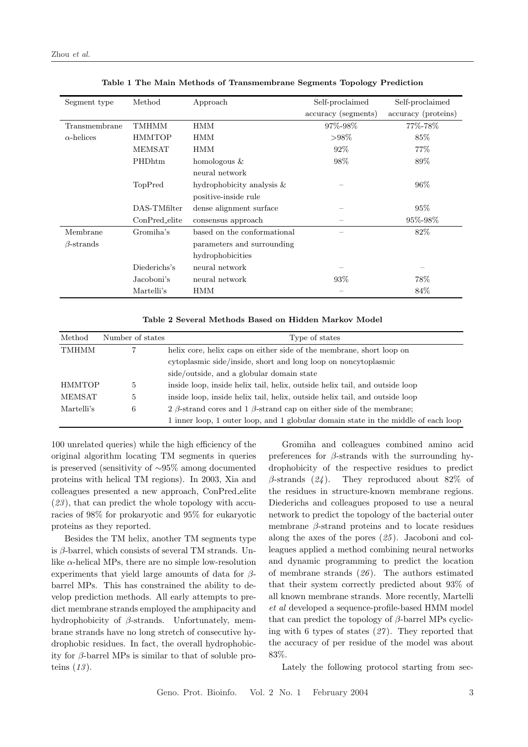**Table 1 The Main Methods of Transmembrane Segments Topology Prediction**

| Segment type | Method | Approach | Self-proclaimed accuracy (segments) | Self-proclaimed accuracy (proteins) |
|---|---|---|---|---|
| Transmembrane $\alpha$-helices | TMHMM | HMM | 97%-98% | 77%-78% |
| | HMMTOP | HMM | >98% | 85% |
| | MEMSAT | HMM | 92% | 77% |
| | PHDhtm | homologous & neural network | 98% | 89% |
| | TopPred | hydrophobicity analysis & positive-inside rule | – | 96% |
| | DAS-TMfilter | dense alignment surface | – | 95% |
| | ConPred_elite | consensus approach | – | 95%-98% |
| Membrane $\beta$-strands | Gromiha's | based on the conformational parameters and surrounding hydrophobicities | – | 82% |
| | Diederichs's | neural network | – | – |
| | Jacoboni's | neural network | 93% | 78% |
| | Martelli's | HMM | – | 84% |

**Table 2 Several Methods Based on Hidden Markov Model**

| Method | Number of states | Type of states |
|---|---|---|
| TMHMM | 7 | helix core, helix caps on either side of the membrane, short loop on cytoplasmic side/inside, short and long loop on noncytoplasmic side/outside, and a globular domain state |
| HMMTOP | 5 | inside loop, inside helix tail, helix, outside helix tail, and outside loop |
| MEMSAT | 5 | inside loop, inside helix tail, helix, outside helix tail, and outside loop |
| Martelli's | 6 | 2 $\beta$-strand cores and 1 $\beta$-strand cap on either side of the membrane; 1 inner loop, 1 outer loop, and 1 globular domain state in the middle of each loop |

100 unrelated queries) while the high efficiency of the original algorithm locating TM segments in queries is preserved (sensitivity of ∼95% among documented proteins with helical TM regions). In 2003, Xia and colleagues presented a new approach, ConPred_elite (*23*), that can predict the whole topology with accuracies of 98% for prokaryotic and 95% for eukaryotic proteins as they reported.

Besides the TM helix, another TM segments type is $\beta$-barrel, which consists of several TM strands. Unlike $\alpha$-helical MPs, there are no simple low-resolution experiments that yield large amounts of data for $\beta$-barrel MPs. This has constrained the ability to develop prediction methods. All early attempts to predict membrane strands employed the amphipacity and hydrophobicity of $\beta$-strands. Unfortunately, membrane strands have no long stretch of consecutive hydrophobic residues. In fact, the overall hydrophobicity for $\beta$-barrel MPs is similar to that of soluble proteins (*13*).

Gromiha and colleagues combined amino acid preferences for $\beta$-strands with the surrounding hydrophobicity of the respective residues to predict $\beta$-strands (*24*). They reproduced about 82% of the residues in structure-known membrane regions. Diederichs and colleagues proposed to use a neural network to predict the topology of the bacterial outer membrane $\beta$-strand proteins and to locate residues along the axes of the pores (*25*). Jacoboni and colleagues applied a method combining neural networks and dynamic programming to predict the location of membrane strands (*26*). The authors estimated that their system correctly predicted about 93% of all known membrane strands. More recently, Martelli *et al* developed a sequence-profile-based HMM model that can predict the topology of $\beta$-barrel MPs cycling with 6 types of states (*27*). They reported that the accuracy of per residue of the model was about 83%.

Lately the following protocol starting from sec-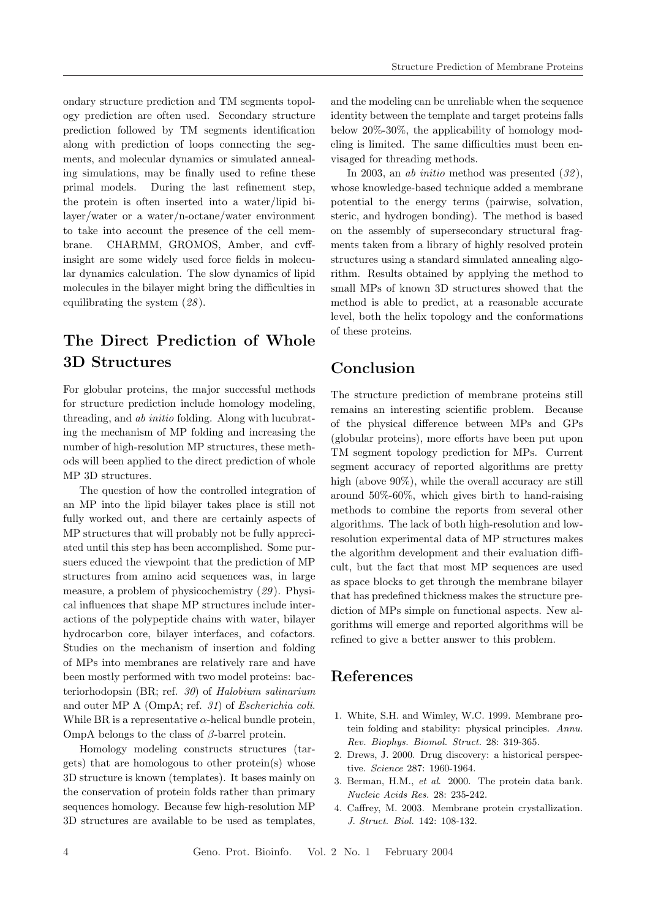ondary structure prediction and TM segments topology prediction are often used. Secondary structure prediction followed by TM segments identification along with prediction of loops connecting the segments, and molecular dynamics or simulated annealing simulations, may be finally used to refine these primal models. During the last refinement step, the protein is often inserted into a water/lipid bilayer/water or a water/n-octane/water environment to take into account the presence of the cell membrane. CHARMM, GROMOS, Amber, and cvff-insight are some widely used force fields in molecular dynamics calculation. The slow dynamics of lipid molecules in the bilayer might bring the difficulties in equilibrating the system (*28*).

## The Direct Prediction of Whole 3D Structures

For globular proteins, the major successful methods for structure prediction include homology modeling, threading, and *ab initio* folding. Along with lucubrating the mechanism of MP folding and increasing the number of high-resolution MP structures, these methods will been applied to the direct prediction of whole MP 3D structures.

The question of how the controlled integration of an MP into the lipid bilayer takes place is still not fully worked out, and there are certainly aspects of MP structures that will probably not be fully appreciated until this step has been accomplished. Some pursuers educed the viewpoint that the prediction of MP structures from amino acid sequences was, in large measure, a problem of physicochemistry (*29*). Physical influences that shape MP structures include interactions of the polypeptide chains with water, bilayer hydrocarbon core, bilayer interfaces, and cofactors. Studies on the mechanism of insertion and folding of MPs into membranes are relatively rare and have been mostly performed with two model proteins: bacteriorhodopsin (BR; ref. *30*) of *Halobium salinarium* and outer MP A (OmpA; ref. *31*) of *Escherichia coli*. While BR is a representative $\alpha$-helical bundle protein, OmpA belongs to the class of $\beta$-barrel protein.

Homology modeling constructs structures (targets) that are homologous to other protein(s) whose 3D structure is known (templates). It bases mainly on the conservation of protein folds rather than primary sequences homology. Because few high-resolution MP 3D structures are available to be used as templates, and the modeling can be unreliable when the sequence identity between the template and target proteins falls below 20%-30%, the applicability of homology modeling is limited. The same difficulties must been envisaged for threading methods.

In 2003, an *ab initio* method was presented (*32*), whose knowledge-based technique added a membrane potential to the energy terms (pairwise, solvation, steric, and hydrogen bonding). The method is based on the assembly of supersecondary structural fragments taken from a library of highly resolved protein structures using a standard simulated annealing algorithm. Results obtained by applying the method to small MPs of known 3D structures showed that the method is able to predict, at a reasonable accurate level, both the helix topology and the conformations of these proteins.

## Conclusion

The structure prediction of membrane proteins still remains an interesting scientific problem. Because of the physical difference between MPs and GPs (globular proteins), more efforts have been put upon TM segment topology prediction for MPs. Current segment accuracy of reported algorithms are pretty high (above 90%), while the overall accuracy are still around 50%-60%, which gives birth to hand-raising methods to combine the reports from several other algorithms. The lack of both high-resolution and low-resolution experimental data of MP structures makes the algorithm development and their evaluation difficult, but the fact that most MP sequences are used as space blocks to get through the membrane bilayer that has predefined thickness makes the structure prediction of MPs simple on functional aspects. New algorithms will emerge and reported algorithms will be refined to give a better answer to this problem.

## References

1. White, S.H. and Wimley, W.C. 1999. Membrane protein folding and stability: physical principles. *Annu. Rev. Biophys. Biomol. Struct.* 28: 319-365.
2. Drews, J. 2000. Drug discovery: a historical perspective. *Science* 287: 1960-1964.
3. Berman, H.M., *et al*. 2000. The protein data bank. *Nucleic Acids Res.* 28: 235-242.
4. Caffrey, M. 2003. Membrane protein crystallization. *J. Struct. Biol.* 142: 108-132.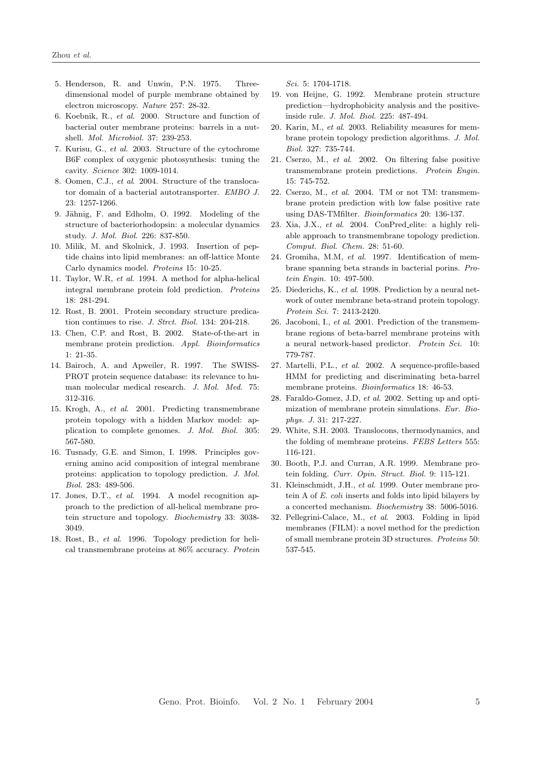5. Henderson, R. and Unwin, P.N. 1975. Three-dimensional model of purple membrane obtained by electron microscopy. *Nature* 257: 28-32.
6. Koebnik, R., *et al*. 2000. Structure and function of bacterial outer membrane proteins: barrels in a nutshell. *Mol. Microbiol.* 37: 239-253.
7. Kurisu, G., *et al*. 2003. Structure of the cytochrome B6F complex of oxygenic photosynthesis: tuning the cavity. *Science* 302: 1009-1014.
8. Oomen, C.J., *et al*. 2004. Structure of the translocator domain of a bacterial autotransporter. *EMBO J.* 23: 1257-1266.
9. Jähnig, F. and Edholm, O. 1992. Modeling of the structure of bacteriorhodopsin: a molecular dynamics study. *J. Mol. Biol.* 226: 837-850.
10. Milik, M. and Skolnick, J. 1993. Insertion of peptide chains into lipid membranes: an off-lattice Monte Carlo dynamics model. *Proteins* 15: 10-25.
11. Taylor, W.R, *et al*. 1994. A method for alpha-helical integral membrane protein fold prediction. *Proteins* 18: 281-294.
12. Rost, B. 2001. Protein secondary structure predication continues to rise. *J. Strct. Biol.* 134: 204-218.
13. Chen, C.P. and Rost, B. 2002. State-of-the-art in membrane protein prediction. *Appl. Bioinformatics* 1: 21-35.
14. Bairoch, A. and Apweiler, R. 1997. The SWISS-PROT protein sequence database: its relevance to human molecular medical research. *J. Mol. Med.* 75: 312-316.
15. Krogh, A., *et al*. 2001. Predicting transmembrane protein topology with a hidden Markov model: application to complete genomes. *J. Mol. Biol.* 305: 567-580.
16. Tusnady, G.E. and Simon, I. 1998. Principles governing amino acid composition of integral membrane proteins: application to topology prediction. *J. Mol. Biol.* 283: 489-506.
17. Jones, D.T., *et al*. 1994. A model recognition approach to the prediction of all-helical membrane protein structure and topology. *Biochemistry* 33: 3038-3049.
18. Rost, B., *et al*. 1996. Topology prediction for helical transmembrane proteins at 86% accuracy. *Protein Sci.* 5: 1704-1718.
19. von Heijne, G. 1992. Membrane protein structure prediction—hydrophobicity analysis and the positive-inside rule. *J. Mol. Biol.* 225: 487-494.
20. Karin, M., *et al*. 2003. Reliability measures for membrane protein topology prediction algorithms. *J. Mol. Biol.* 327: 735-744.
21. Cserzo, M., *et al*. 2002. On filtering false positive transmembrane protein predictions. *Protein Engin.* 15: 745-752.
22. Cserzo, M., *et al*. 2004. TM or not TM: transmembrane protein prediction with low false positive rate using DAS-TMfilter. *Bioinformatics* 20: 136-137.
23. Xia, J.X., *et al*. 2004. ConPred_elite: a highly reliable approach to transmembrane topology prediction. *Comput. Biol. Chem.* 28: 51-60.
24. Gromiha, M.M, *et al*. 1997. Identification of membrane spanning beta strands in bacterial porins. *Protein Engin.* 10: 497-500.
25. Diederichs, K., *et al*. 1998. Prediction by a neural network of outer membrane beta-strand protein topology. *Protein Sci.* 7: 2413-2420.
26. Jacoboni, I., *et al*. 2001. Prediction of the transmembrane regions of beta-barrel membrane proteins with a neural network-based predictor. *Protein Sci.* 10: 779-787.
27. Martelli, P.L., *et al*. 2002. A sequence-profile-based HMM for predicting and discriminating beta-barrel membrane proteins. *Bioinformatics* 18: 46-53.
28. Faraldo-Gomez, J.D, *et al*. 2002. Setting up and optimization of membrane protein simulations. *Eur. Biophys. J.* 31: 217-227.
29. White, S.H. 2003. Translocons, thermodynamics, and the folding of membrane proteins. *FEBS Letters* 555: 116-121.
30. Booth, P.J. and Curran, A.R. 1999. Membrane protein folding. *Curr. Opin. Struct. Biol.* 9: 115-121.
31. Kleinschmidt, J.H., *et al*. 1999. Outer membrane protein A of *E. coli* inserts and folds into lipid bilayers by a concerted mechanism. *Biochemistry* 38: 5006-5016.
32. Pellegrini-Calace, M., *et al*. 2003. Folding in lipid membranes (FILM): a novel method for the prediction of small membrane protein 3D structures. *Proteins* 50: 537-545.